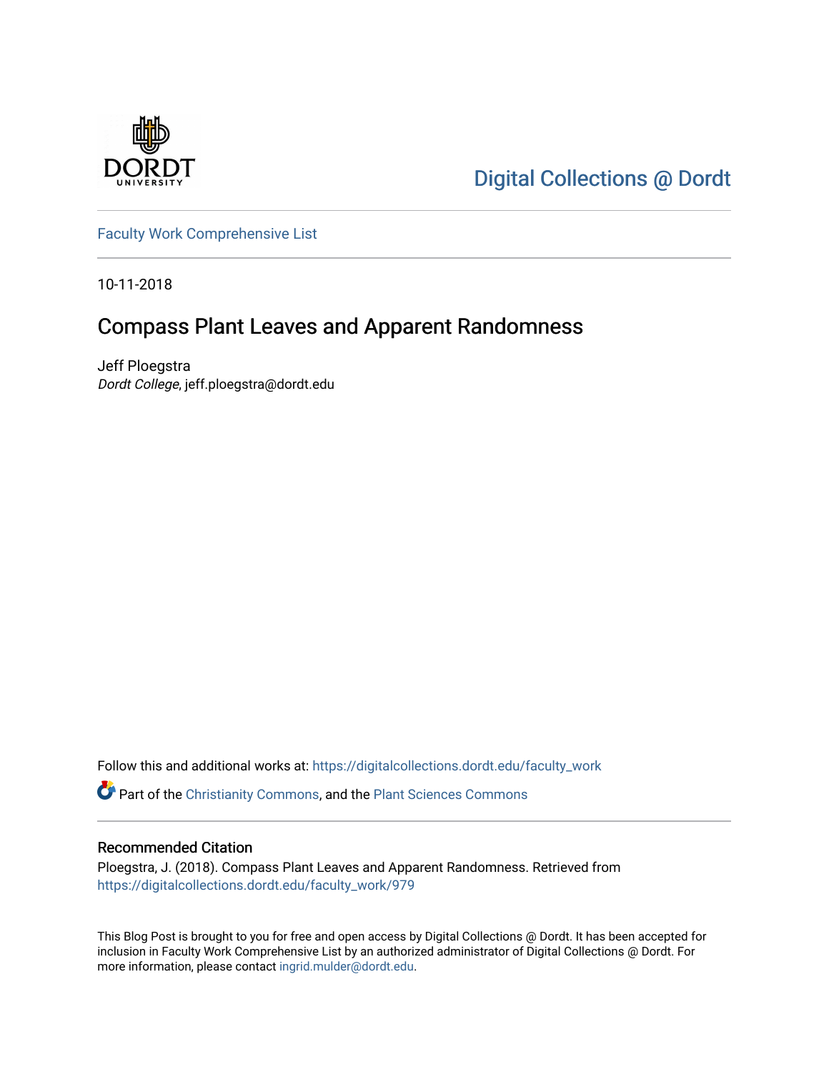Digital Collections @ Dordt

Faculty Work Comprehensive List

10-11-2018

# Compass Plant Leaves and Apparent Randomness

Jeff Ploegstra
*Dordt College*, jeff.ploegstra@dordt.edu

Follow this and additional works at: https://digitalcollections.dordt.edu/faculty_work

Part of the Christianity Commons, and the Plant Sciences Commons

## Recommended Citation

Ploegstra, J. (2018). Compass Plant Leaves and Apparent Randomness. Retrieved from https://digitalcollections.dordt.edu/faculty_work/979

This Blog Post is brought to you for free and open access by Digital Collections @ Dordt. It has been accepted for inclusion in Faculty Work Comprehensive List by an authorized administrator of Digital Collections @ Dordt. For more information, please contact ingrid.mulder@dordt.edu.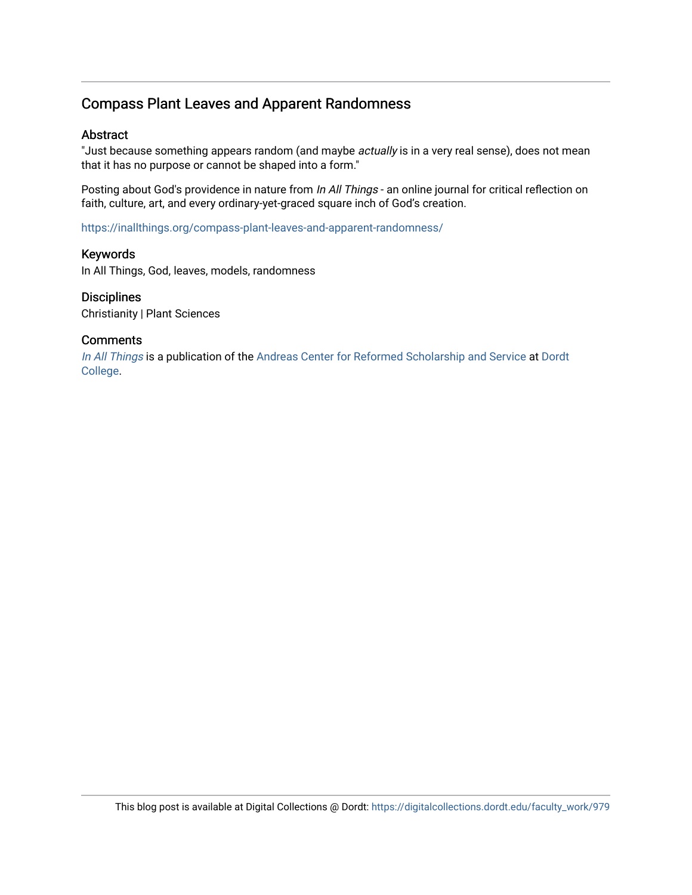## Compass Plant Leaves and Apparent Randomness

### Abstract

"Just because something appears random (and maybe *actually* is in a very real sense), does not mean that it has no purpose or cannot be shaped into a form."

Posting about God's providence in nature from *In All Things* - an online journal for critical reflection on faith, culture, art, and every ordinary-yet-graced square inch of God's creation.

https://inallthings.org/compass-plant-leaves-and-apparent-randomness/

### Keywords

In All Things, God, leaves, models, randomness

### Disciplines

Christianity | Plant Sciences

### Comments

*In All Things* is a publication of the Andreas Center for Reformed Scholarship and Service at Dordt College.

This blog post is available at Digital Collections @ Dordt: https://digitalcollections.dordt.edu/faculty_work/979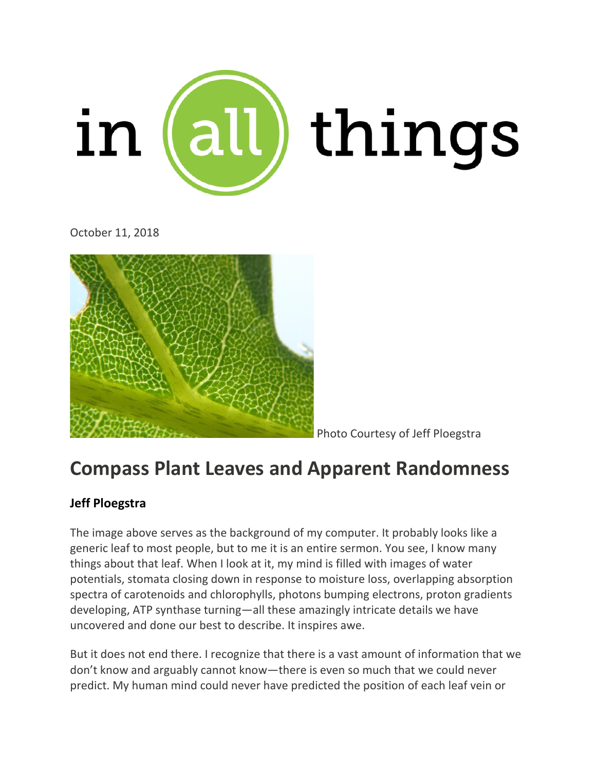in all things

October 11, 2018

Photo Courtesy of Jeff Ploegstra

# Compass Plant Leaves and Apparent Randomness

**Jeff Ploegstra**

The image above serves as the background of my computer. It probably looks like a generic leaf to most people, but to me it is an entire sermon. You see, I know many things about that leaf. When I look at it, my mind is filled with images of water potentials, stomata closing down in response to moisture loss, overlapping absorption spectra of carotenoids and chlorophylls, photons bumping electrons, proton gradients developing, ATP synthase turning—all these amazingly intricate details we have uncovered and done our best to describe. It inspires awe.

But it does not end there. I recognize that there is a vast amount of information that we don't know and arguably cannot know—there is even so much that we could never predict. My human mind could never have predicted the position of each leaf vein or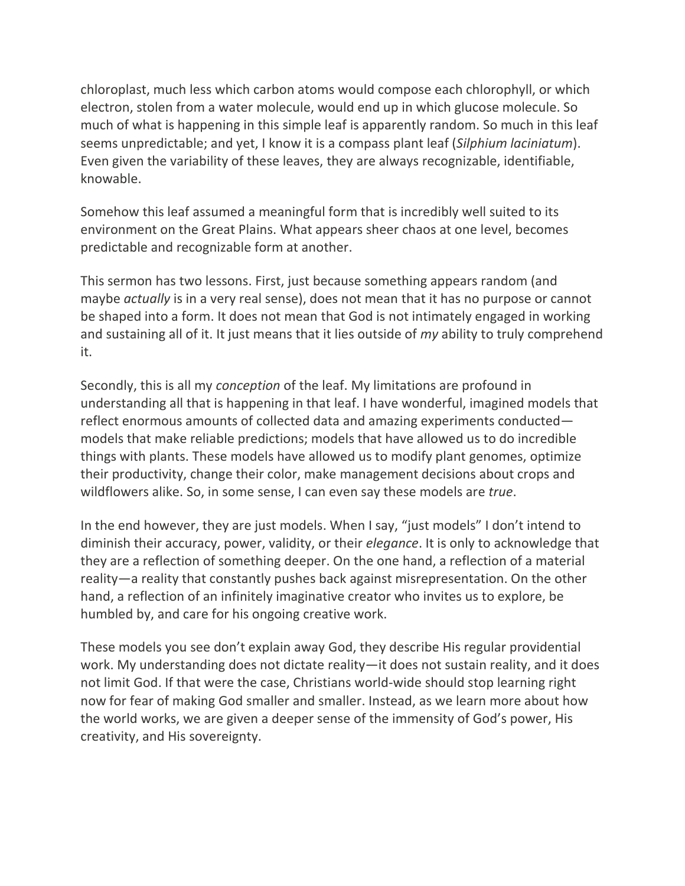chloroplast, much less which carbon atoms would compose each chlorophyll, or which electron, stolen from a water molecule, would end up in which glucose molecule. So much of what is happening in this simple leaf is apparently random. So much in this leaf seems unpredictable; and yet, I know it is a compass plant leaf (*Silphium laciniatum*). Even given the variability of these leaves, they are always recognizable, identifiable, knowable.

Somehow this leaf assumed a meaningful form that is incredibly well suited to its environment on the Great Plains. What appears sheer chaos at one level, becomes predictable and recognizable form at another.

This sermon has two lessons. First, just because something appears random (and maybe *actually* is in a very real sense), does not mean that it has no purpose or cannot be shaped into a form. It does not mean that God is not intimately engaged in working and sustaining all of it. It just means that it lies outside of *my* ability to truly comprehend it.

Secondly, this is all my *conception* of the leaf. My limitations are profound in understanding all that is happening in that leaf. I have wonderful, imagined models that reflect enormous amounts of collected data and amazing experiments conducted—models that make reliable predictions; models that have allowed us to do incredible things with plants. These models have allowed us to modify plant genomes, optimize their productivity, change their color, make management decisions about crops and wildflowers alike. So, in some sense, I can even say these models are *true*.

In the end however, they are just models. When I say, "just models" I don't intend to diminish their accuracy, power, validity, or their *elegance*. It is only to acknowledge that they are a reflection of something deeper. On the one hand, a reflection of a material reality—a reality that constantly pushes back against misrepresentation. On the other hand, a reflection of an infinitely imaginative creator who invites us to explore, be humbled by, and care for his ongoing creative work.

These models you see don't explain away God, they describe His regular providential work. My understanding does not dictate reality—it does not sustain reality, and it does not limit God. If that were the case, Christians world-wide should stop learning right now for fear of making God smaller and smaller. Instead, as we learn more about how the world works, we are given a deeper sense of the immensity of God's power, His creativity, and His sovereignty.